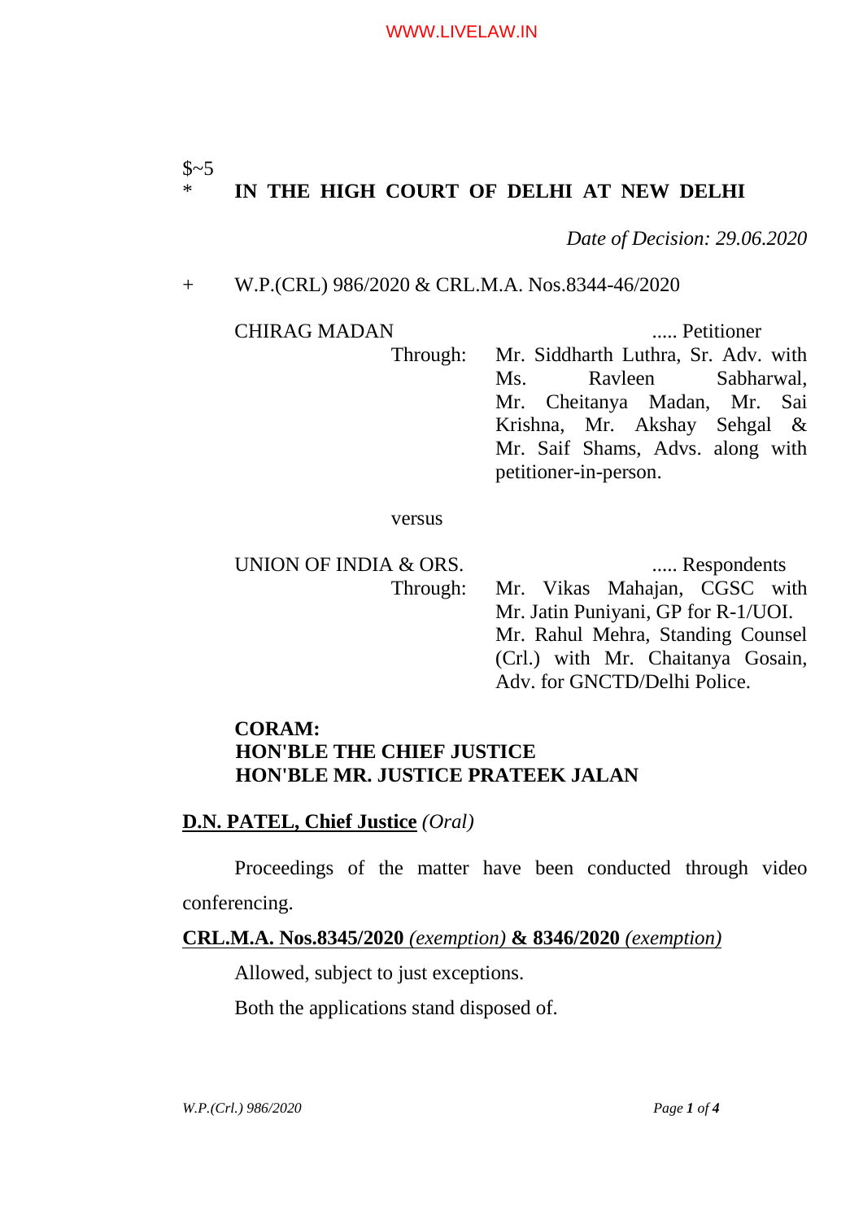$~5

\* **IN THE HIGH COURT OF DELHI AT NEW DELHI**

*Date of Decision: 29.06.2020*

\+ W.P.(CRL) 986/2020 & CRL.M.A. Nos.8344-46/2020

CHIRAG MADAN ..... Petitioner

Through: Mr. Siddharth Luthra, Sr. Adv. with Ms. Ravleen Sabharwal, Mr. Cheitanya Madan, Mr. Sai Krishna, Mr. Akshay Sehgal & Mr. Saif Shams, Advs. along with petitioner-in-person.

versus

UNION OF INDIA & ORS. ..... Respondents

Through: Mr. Vikas Mahajan, CGSC with Mr. Jatin Puniyani, GP for R-1/UOI. Mr. Rahul Mehra, Standing Counsel (Crl.) with Mr. Chaitanya Gosain, Adv. for GNCTD/Delhi Police.

**CORAM:**
**HON'BLE THE CHIEF JUSTICE**
**HON'BLE MR. JUSTICE PRATEEK JALAN**

**D.N. PATEL, Chief Justice** *(Oral)*

Proceedings of the matter have been conducted through video conferencing.

**CRL.M.A. Nos.8345/2020** *(exemption)* **& 8346/2020** *(exemption)*

Allowed, subject to just exceptions.

Both the applications stand disposed of.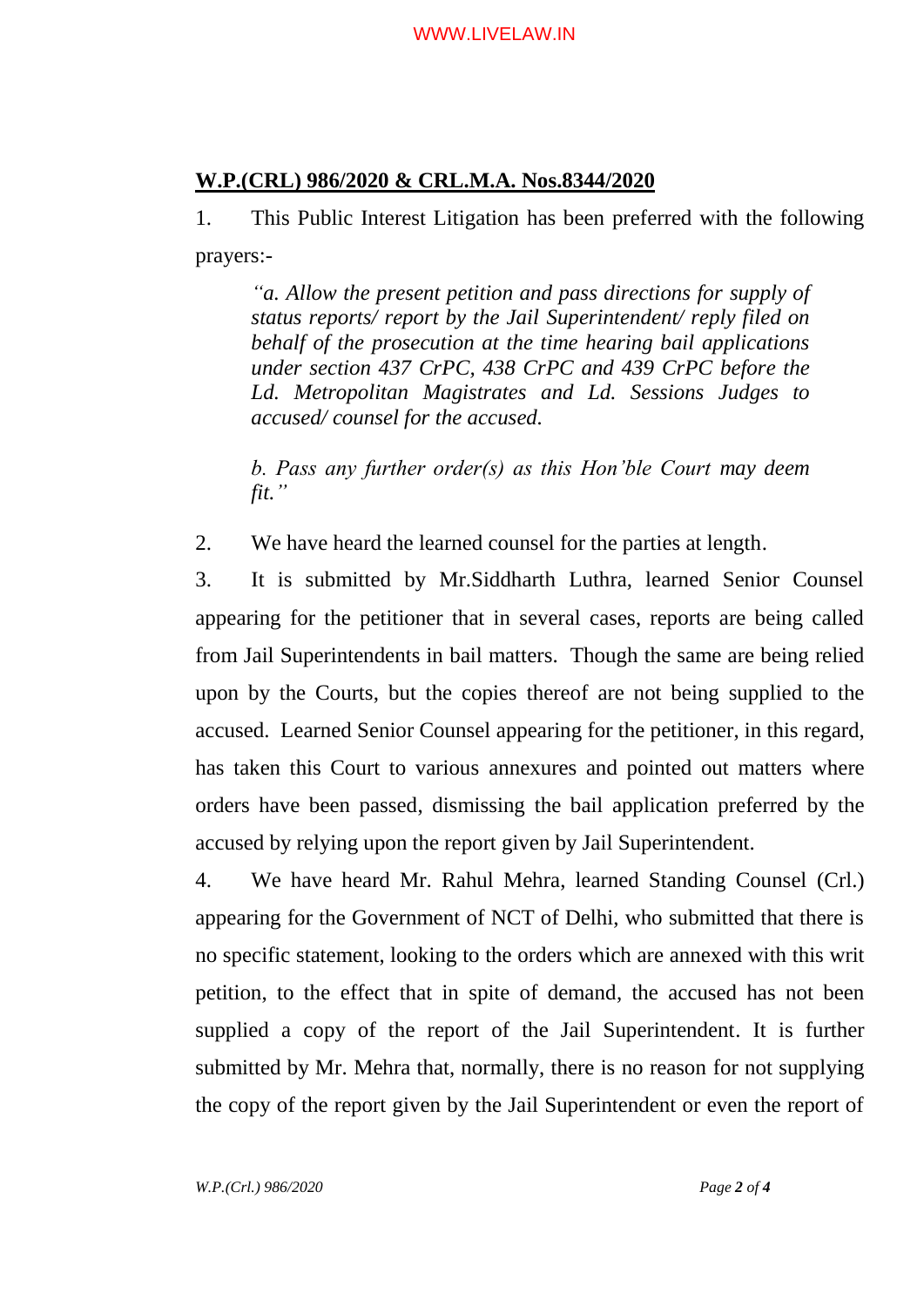## W.P.(CRL) 986/2020 & CRL.M.A. Nos.8344/2020

1. This Public Interest Litigation has been preferred with the following prayers:-

> *"a. Allow the present petition and pass directions for supply of status reports/ report by the Jail Superintendent/ reply filed on behalf of the prosecution at the time hearing bail applications under section 437 CrPC, 438 CrPC and 439 CrPC before the Ld. Metropolitan Magistrates and Ld. Sessions Judges to accused/ counsel for the accused.*
>
> *b. Pass any further order(s) as this Hon'ble Court may deem fit."*

2. We have heard the learned counsel for the parties at length.

3. It is submitted by Mr.Siddharth Luthra, learned Senior Counsel appearing for the petitioner that in several cases, reports are being called from Jail Superintendents in bail matters. Though the same are being relied upon by the Courts, but the copies thereof are not being supplied to the accused. Learned Senior Counsel appearing for the petitioner, in this regard, has taken this Court to various annexures and pointed out matters where orders have been passed, dismissing the bail application preferred by the accused by relying upon the report given by Jail Superintendent.

4. We have heard Mr. Rahul Mehra, learned Standing Counsel (Crl.) appearing for the Government of NCT of Delhi, who submitted that there is no specific statement, looking to the orders which are annexed with this writ petition, to the effect that in spite of demand, the accused has not been supplied a copy of the report of the Jail Superintendent. It is further submitted by Mr. Mehra that, normally, there is no reason for not supplying the copy of the report given by the Jail Superintendent or even the report of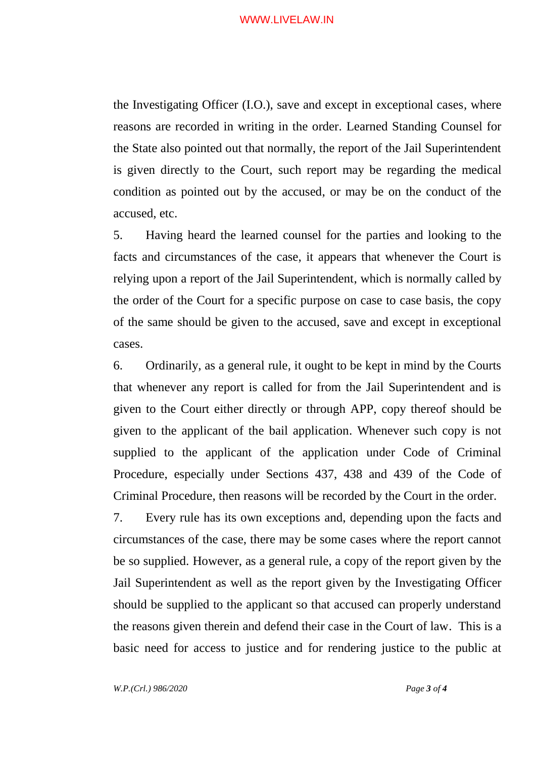the Investigating Officer (I.O.), save and except in exceptional cases, where reasons are recorded in writing in the order. Learned Standing Counsel for the State also pointed out that normally, the report of the Jail Superintendent is given directly to the Court, such report may be regarding the medical condition as pointed out by the accused, or may be on the conduct of the accused, etc.

5. Having heard the learned counsel for the parties and looking to the facts and circumstances of the case, it appears that whenever the Court is relying upon a report of the Jail Superintendent, which is normally called by the order of the Court for a specific purpose on case to case basis, the copy of the same should be given to the accused, save and except in exceptional cases.

6. Ordinarily, as a general rule, it ought to be kept in mind by the Courts that whenever any report is called for from the Jail Superintendent and is given to the Court either directly or through APP, copy thereof should be given to the applicant of the bail application. Whenever such copy is not supplied to the applicant of the application under Code of Criminal Procedure, especially under Sections 437, 438 and 439 of the Code of Criminal Procedure, then reasons will be recorded by the Court in the order.

7. Every rule has its own exceptions and, depending upon the facts and circumstances of the case, there may be some cases where the report cannot be so supplied. However, as a general rule, a copy of the report given by the Jail Superintendent as well as the report given by the Investigating Officer should be supplied to the applicant so that accused can properly understand the reasons given therein and defend their case in the Court of law. This is a basic need for access to justice and for rendering justice to the public at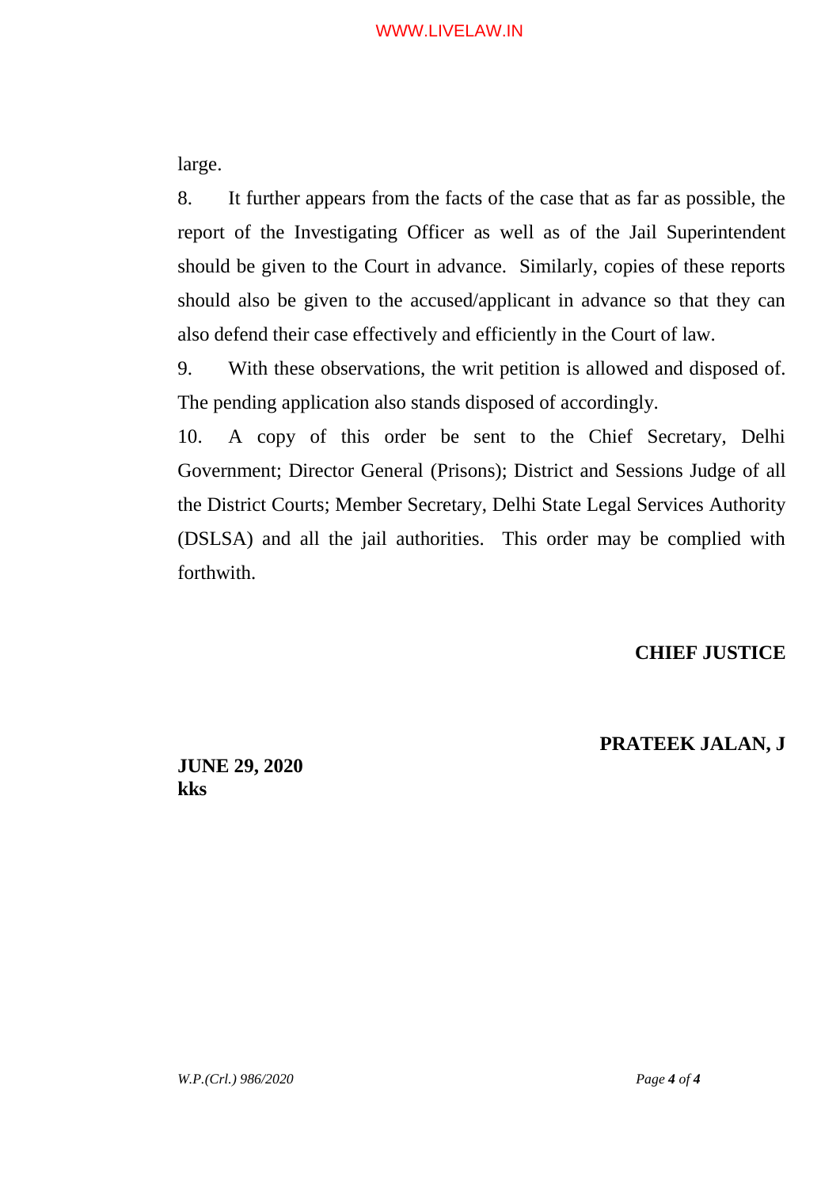large.

8. It further appears from the facts of the case that as far as possible, the report of the Investigating Officer as well as of the Jail Superintendent should be given to the Court in advance. Similarly, copies of these reports should also be given to the accused/applicant in advance so that they can also defend their case effectively and efficiently in the Court of law.

9. With these observations, the writ petition is allowed and disposed of. The pending application also stands disposed of accordingly.

10. A copy of this order be sent to the Chief Secretary, Delhi Government; Director General (Prisons); District and Sessions Judge of all the District Courts; Member Secretary, Delhi State Legal Services Authority (DSLSA) and all the jail authorities. This order may be complied with forthwith.

**CHIEF JUSTICE**

**PRATEEK JALAN, J**

**JUNE 29, 2020**
**kks**